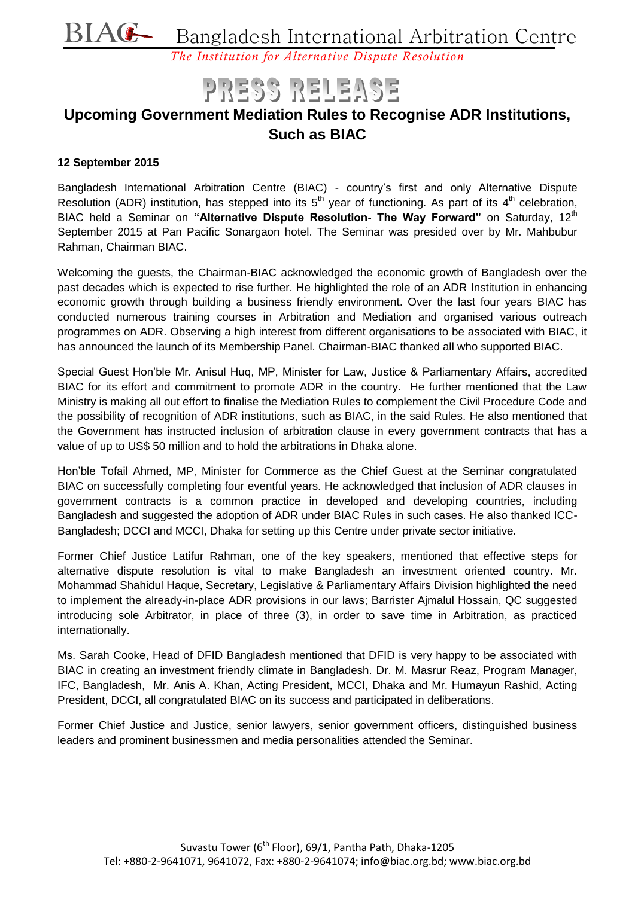BIAC Bangladesh International Arbitration Centre

*The Institution for Alternative Dispute Resolution*

# PRESS RELEASE

## Upcoming Government Mediation Rules to Recognise ADR Institutions, Such as BIAC

**12 September 2015**

Bangladesh International Arbitration Centre (BIAC) - country's first and only Alternative Dispute Resolution (ADR) institution, has stepped into its 5th year of functioning. As part of its 4th celebration, BIAC held a Seminar on **"Alternative Dispute Resolution- The Way Forward"** on Saturday, 12th September 2015 at Pan Pacific Sonargaon hotel. The Seminar was presided over by Mr. Mahbubur Rahman, Chairman BIAC.

Welcoming the guests, the Chairman-BIAC acknowledged the economic growth of Bangladesh over the past decades which is expected to rise further. He highlighted the role of an ADR Institution in enhancing economic growth through building a business friendly environment. Over the last four years BIAC has conducted numerous training courses in Arbitration and Mediation and organised various outreach programmes on ADR. Observing a high interest from different organisations to be associated with BIAC, it has announced the launch of its Membership Panel. Chairman-BIAC thanked all who supported BIAC.

Special Guest Hon'ble Mr. Anisul Huq, MP, Minister for Law, Justice & Parliamentary Affairs, accredited BIAC for its effort and commitment to promote ADR in the country. He further mentioned that the Law Ministry is making all out effort to finalise the Mediation Rules to complement the Civil Procedure Code and the possibility of recognition of ADR institutions, such as BIAC, in the said Rules. He also mentioned that the Government has instructed inclusion of arbitration clause in every government contracts that has a value of up to US$ 50 million and to hold the arbitrations in Dhaka alone.

Hon'ble Tofail Ahmed, MP, Minister for Commerce as the Chief Guest at the Seminar congratulated BIAC on successfully completing four eventful years. He acknowledged that inclusion of ADR clauses in government contracts is a common practice in developed and developing countries, including Bangladesh and suggested the adoption of ADR under BIAC Rules in such cases. He also thanked ICC-Bangladesh; DCCI and MCCI, Dhaka for setting up this Centre under private sector initiative.

Former Chief Justice Latifur Rahman, one of the key speakers, mentioned that effective steps for alternative dispute resolution is vital to make Bangladesh an investment oriented country. Mr. Mohammad Shahidul Haque, Secretary, Legislative & Parliamentary Affairs Division highlighted the need to implement the already-in-place ADR provisions in our laws; Barrister Ajmalul Hossain, QC suggested introducing sole Arbitrator, in place of three (3), in order to save time in Arbitration, as practiced internationally.

Ms. Sarah Cooke, Head of DFID Bangladesh mentioned that DFID is very happy to be associated with BIAC in creating an investment friendly climate in Bangladesh. Dr. M. Masrur Reaz, Program Manager, IFC, Bangladesh, Mr. Anis A. Khan, Acting President, MCCI, Dhaka and Mr. Humayun Rashid, Acting President, DCCI, all congratulated BIAC on its success and participated in deliberations.

Former Chief Justice and Justice, senior lawyers, senior government officers, distinguished business leaders and prominent businessmen and media personalities attended the Seminar.

Suvastu Tower (6th Floor), 69/1, Pantha Path, Dhaka-1205
Tel: +880-2-9641071, 9641072, Fax: +880-2-9641074; info@biac.org.bd; www.biac.org.bd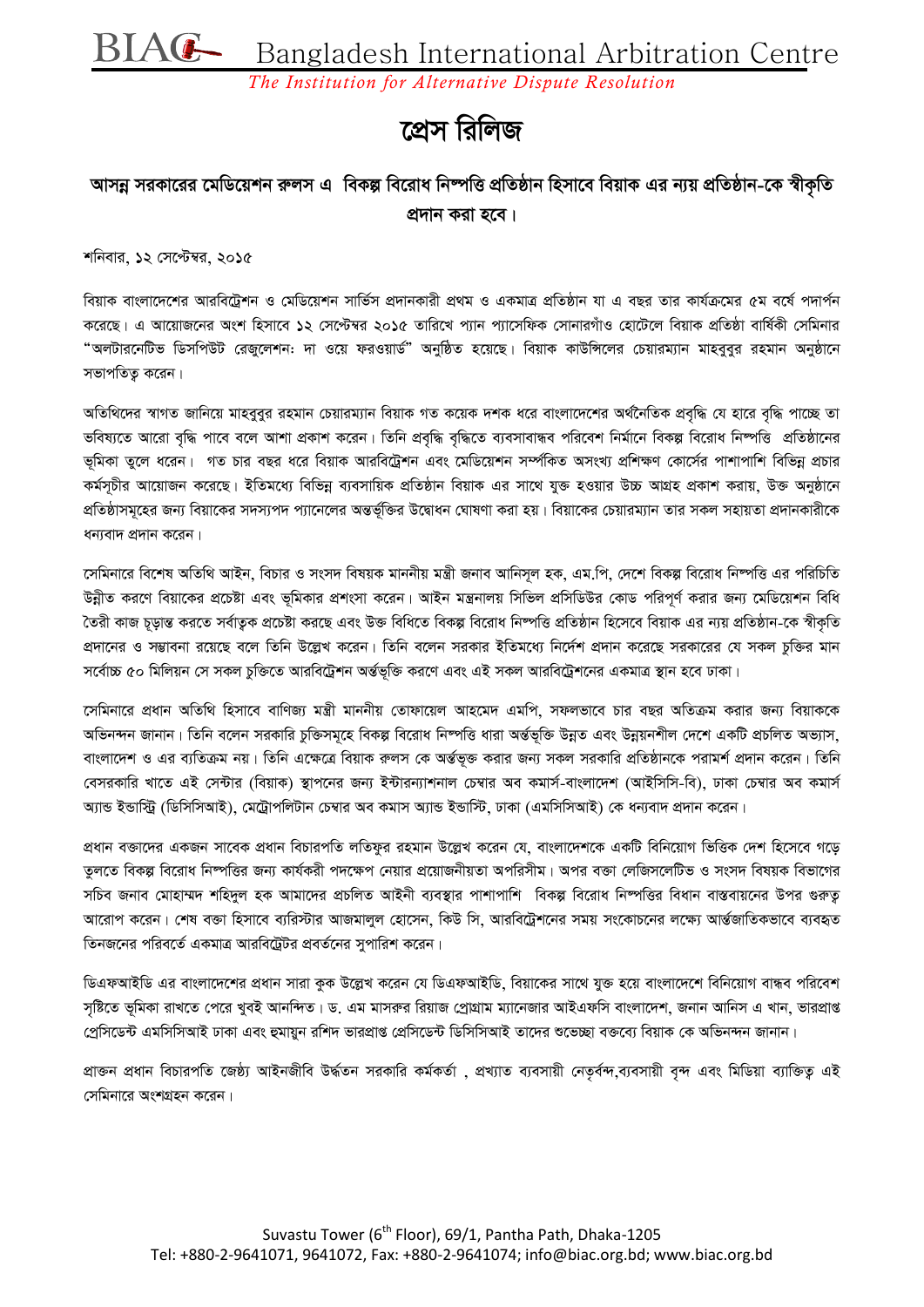# প্রেস রিলিজ

## আসন্ন সরকারের মেডিয়েশন রুলস এ বিকল্প বিরোধ নিষ্পত্তি প্রতিষ্ঠান হিসাবে বিয়াক এর ন্যায় প্রতিষ্ঠান-কে স্বীকৃতি প্রদান করা হবে।

শনিবার, ১২ সেপ্টেম্বর, ২০১৫

বিয়াক বাংলাদেশের আরবিট্রেশন ও মেডিয়েশন সার্ভিস প্রদানকারী প্রথম ও একমাত্র প্রতিষ্ঠান যা এ বছর তার কার্যক্রমের ৫ম বর্ষে পদার্পন করেছে। এ আয়োজনের অংশ হিসাবে ১২ সেপ্টেম্বর ২০১৫ তারিখে প্যান প্যাসেফিক সোনারগাঁও হোটেলে বিয়াক প্রতিষ্ঠা বার্ষিকী সেমিনার "অলটারনেটিভ ডিসপিউট রেজুলেশন: দা ওয়ে ফরওয়ার্ড" অনুষ্ঠিত হয়েছে। বিয়াক কাউন্সিলের চেয়ারম্যান মাহবুবুর রহমান অনুষ্ঠানে সভাপতিত্ব করেন।

অতিথিদের স্বাগত জানিয়ে মাহবুবুর রহমান চেয়ারম্যান বিয়াক গত কয়েক দশক ধরে বাংলাদেশের অর্থনৈতিক প্রবৃদ্ধি যে হারে বৃদ্ধি পাচ্ছে তা ভবিষ্যতে আরো বৃদ্ধি পাবে বলে আশা প্রকাশ করেন। তিনি প্রবৃদ্ধি বৃদ্ধিতে ব্যবসাবান্ধব পরিবেশ নির্মানে বিকল্প বিরোধ নিষ্পত্তি প্রতিষ্ঠানের ভূমিকা তুলে ধরেন। গত চার বছর ধরে বিয়াক আরবিট্রেশন এবং মেডিয়েশন সম্পর্কিত অসংখ্য প্রশিক্ষণ কোর্সের পাশাপাশি বিভিন্ন প্রচার কর্মসূচীর আয়োজন করেছে। ইতিমধ্যে বিভিন্ন ব্যবসায়িক প্রতিষ্ঠান বিয়াক এর সাথে যুক্ত হওয়ার উচ্চ আগ্রহ প্রকাশ করায়, উক্ত অনুষ্ঠানে প্রতিষ্ঠানসমূহের জন্য বিয়াকের সদস্যপদ প্যানেলের অন্তর্ভূক্তির উদ্বোধন ঘোষণা করা হয়। বিয়াকের চেয়ারম্যান তার সকল সহায়তা প্রদানকারীকে ধন্যবাদ প্রদান করেন।

সেমিনারে বিশেষ অতিথি আইন, বিচার ও সংসদ বিষয়ক মাননীয় মন্ত্রী জনাব আনিসুল হক, এম.পি, দেশে বিকল্প বিরোধ নিষ্পত্তি এর পরিচিতি উন্নীত করণে বিয়াকের প্রচেষ্টা এবং ভূমিকার প্রশংসা করেন। আইন মন্ত্রনালয় সিভিল প্রসিডিউর কোড পরিপূর্ণ করার জন্য মেডিয়েশন বিধি তৈরী কাজ চূড়ান্ত করতে সর্বাত্বক প্রচেষ্টা করছে এবং উক্ত বিধিতে বিকল্প বিরোধ নিষ্পত্তি প্রতিষ্ঠান হিসেবে বিয়াক এর ন্যায় প্রতিষ্ঠান-কে স্বীকৃতি প্রদানের ও সম্ভাবনা রয়েছে বলে তিনি উল্লেখ করেন। তিনি বলেন সরকার ইতিমধ্যে নির্দেশ প্রদান করেছে সরকারের যে সকল চুক্তির মান সর্বোচ্চ ৫০ মিলিয়ন সে সকল চুক্তিতে আরবিট্রেশন অর্ন্তভূক্তি করণে এবং এই সকল আরবিট্রেশনের একমাত্র স্থান হবে ঢাকা।

সেমিনারে প্রধান অতিথি হিসাবে বাণিজ্য মন্ত্রী মাননীয় তোফায়েল আহমেদ এমপি, সফলভাবে চার বছর অতিক্রম করার জন্য বিয়াককে অভিনন্দন জানান। তিনি বলেন সরকারি চুক্তিসমূহে বিকল্প বিরোধ নিষ্পত্তি ধারা অর্ন্তভূক্তি উন্নত এবং উন্নয়নশীল দেশে একটি প্রচলিত অভ্যাস, বাংলাদেশ ও এর ব্যতিক্রম নয়। তিনি এক্ষেত্রে বিয়াক রুলস কে অর্ন্তভূক্ত করার জন্য সকল সরকারি প্রতিষ্ঠানকে পরামর্শ প্রদান করেন। তিনি বেসরকারি খাতে এই সেন্টার (বিয়াক) স্থাপনের জন্য ইন্টারন্যাশনাল চেম্বার অব কমার্স-বাংলাদেশ (আইসিসি-বি), ঢাকা চেম্বার অব কমার্স অ্যান্ড ইন্ডাস্ট্রি (ডিসিসিআই), মেট্রোপলিটান চেম্বার অব কমার্স অ্যান্ড ইন্ডাস্টি, ঢাকা (এমসিসিআই) কে ধন্যবাদ প্রদান করেন।

প্রধান বক্তাদের একজন সাবেক প্রধান বিচারপতি লতিফুর রহমান উল্লেখ করেন যে, বাংলাদেশকে একটি বিনিয়োগ ভিত্তিক দেশ হিসেবে গড়ে তুলতে বিকল্প বিরোধ নিষ্পত্তির জন্য কার্যকরী পদক্ষেপ নেয়ার প্রয়োজনীয়তা অপরিসীম। অপর বক্তা লেজিসলেটিভ ও সংসদ বিষয়ক বিভাগের সচিব জনাব মোহাম্মদ শহিদুল হক আমাদের প্রচলিত আইনী ব্যবস্থার পাশাপাশি বিকল্প বিরোধ নিষ্পত্তির বিধান বাস্তবায়নের উপর গুরুত্ব আরোপ করেন। শেষ বক্তা হিসাবে ব্যরিস্টার আজমালুল হোসেন, কিউ সি, আরবিট্রেশনের সময় সংকোচনের লক্ষ্যে আর্ন্তজাতিকভাবে ব্যবহৃত তিনজনের পরিবর্তে একমাত্র আরবিট্রেটর প্রবর্তনের সুপারিশ করেন।

ডিএফআইডি এর বাংলাদেশের প্রধান সারা কুক উল্লেখ করেন যে ডিএফআইডি, বিয়াকের সাথে যুক্ত হয়ে বাংলাদেশে বিনিয়োগ বান্ধব পরিবেশ সৃষ্টিতে ভূমিকা রাখতে পেরে খুবই আনন্দিত। ড. এম মাসরুর রিয়াজ প্রোগ্রাম ম্যানেজার আইএফসি বাংলাদেশ, জনাব আনিস এ খান, ভারপ্রাপ্ত প্রেসিডেন্ট এমসিসিআই ঢাকা এবং হুমায়ুন রশিদ ভারপ্রাপ্ত প্রেসিডেন্ট ডিসিসিআই তাদের শুভেচ্ছা বক্তব্যে বিয়াক কে অভিনন্দন জানান।

প্রাক্তন প্রধান বিচারপতি জেষ্ঠ্য আইনজীবি উর্দ্ধতন সরকারি কর্মকর্তা , প্রখ্যাত ব্যবসায়ী নেতৃবৃন্দ,ব্যবসায়ী বৃন্দ এবং মিডিয়া ব্যাক্তিত্ব এই সেমিনারে অংশগ্রহন করেন।